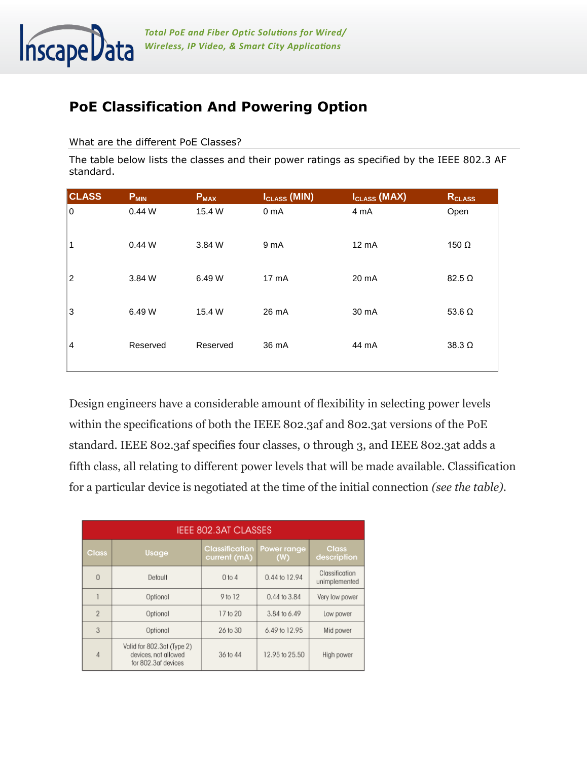InscapeData

*Total PoE and Fiber Optic Solutions for Wired/ Wireless, IP Video, & Smart City Applications*

# PoE Classification And Powering Option

## What are the different PoE Classes?

The table below lists the classes and their power ratings as specified by the IEEE 802.3 AF standard.

| CLASS | $P_{MIN}$ | $P_{MAX}$ | $I_{CLASS}$ (MIN) | $I_{CLASS}$ (MAX) | $R_{CLASS}$ |
|---|---|---|---|---|---|
| 0 | 0.44 W | 15.4 W | 0 mA | 4 mA | Open |
| 1 | 0.44 W | 3.84 W | 9 mA | 12 mA | 150 Ω |
| 2 | 3.84 W | 6.49 W | 17 mA | 20 mA | 82.5 Ω |
| 3 | 6.49 W | 15.4 W | 26 mA | 30 mA | 53.6 Ω |
| 4 | Reserved | Reserved | 36 mA | 44 mA | 38.3 Ω |

Design engineers have a considerable amount of flexibility in selecting power levels within the specifications of both the IEEE 802.3af and 802.3at versions of the PoE standard. IEEE 802.3af specifies four classes, 0 through 3, and IEEE 802.3at adds a fifth class, all relating to different power levels that will be made available. Classification for a particular device is negotiated at the time of the initial connection *(see the table)*.

**IEEE 802.3AT CLASSES**

| Class | Usage | Classification current (mA) | Power range (W) | Class description |
|---|---|---|---|---|
| 0 | Default | 0 to 4 | 0.44 to 12.94 | Classification unimplemented |
| 1 | Optional | 9 to 12 | 0.44 to 3.84 | Very low power |
| 2 | Optional | 17 to 20 | 3.84 to 6.49 | Low power |
| 3 | Optional | 26 to 30 | 6.49 to 12.95 | Mid power |
| 4 | Valid for 802.3at (Type 2) devices, not allowed for 802.3af devices | 36 to 44 | 12.95 to 25.50 | High power |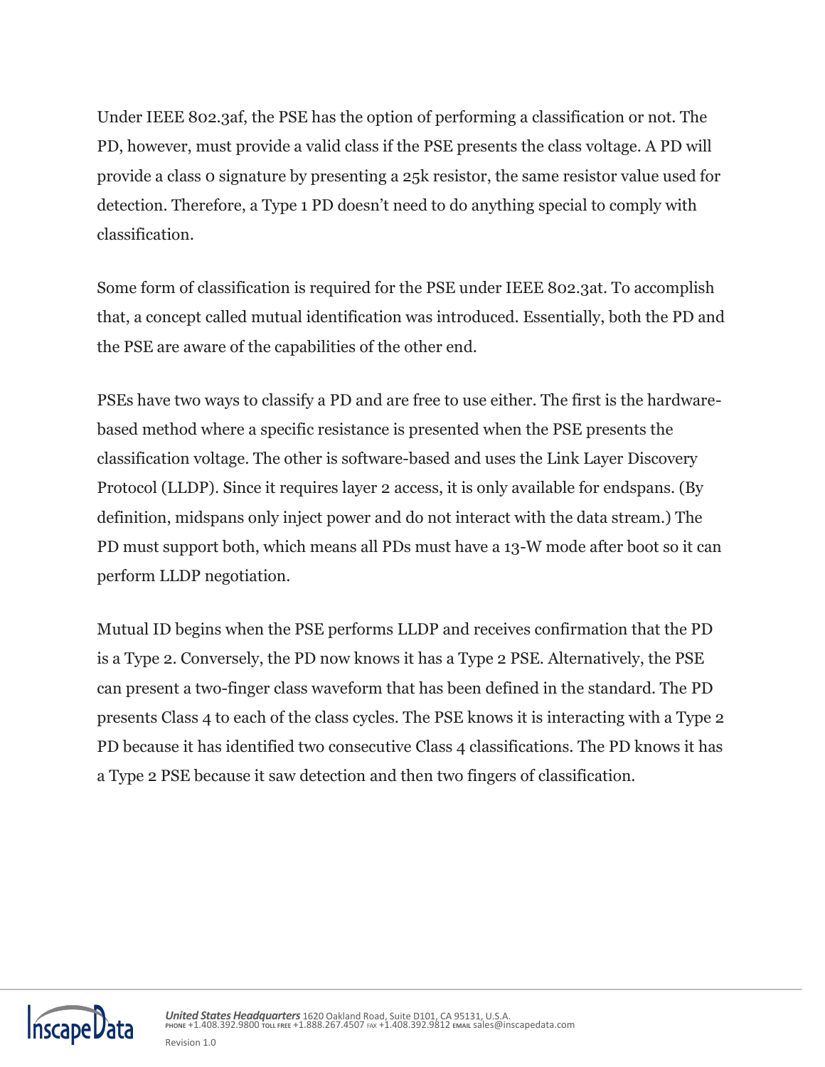Under IEEE 802.3af, the PSE has the option of performing a classification or not. The PD, however, must provide a valid class if the PSE presents the class voltage. A PD will provide a class 0 signature by presenting a 25k resistor, the same resistor value used for detection. Therefore, a Type 1 PD doesn't need to do anything special to comply with classification.

Some form of classification is required for the PSE under IEEE 802.3at. To accomplish that, a concept called mutual identification was introduced. Essentially, both the PD and the PSE are aware of the capabilities of the other end.

PSEs have two ways to classify a PD and are free to use either. The first is the hardware-based method where a specific resistance is presented when the PSE presents the classification voltage. The other is software-based and uses the Link Layer Discovery Protocol (LLDP). Since it requires layer 2 access, it is only available for endspans. (By definition, midspans only inject power and do not interact with the data stream.) The PD must support both, which means all PDs must have a 13-W mode after boot so it can perform LLDP negotiation.

Mutual ID begins when the PSE performs LLDP and receives confirmation that the PD is a Type 2. Conversely, the PD now knows it has a Type 2 PSE. Alternatively, the PSE can present a two-finger class waveform that has been defined in the standard. The PD presents Class 4 to each of the class cycles. The PSE knows it is interacting with a Type 2 PD because it has identified two consecutive Class 4 classifications. The PD knows it has a Type 2 PSE because it saw detection and then two fingers of classification.